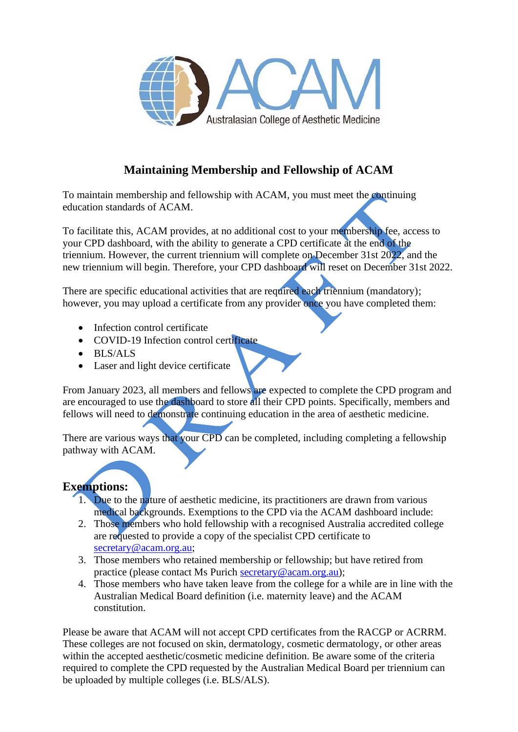# Maintaining Membership and Fellowship of ACAM

To maintain membership and fellowship with ACAM, you must meet the continuing education standards of ACAM.

To facilitate this, ACAM provides, at no additional cost to your membership fee, access to your CPD dashboard, with the ability to generate a CPD certificate at the end of the triennium. However, the current triennium will complete on December 31st 2022, and the new triennium will begin. Therefore, your CPD dashboard will reset on December 31st 2022.

There are specific educational activities that are required each triennium (mandatory); however, you may upload a certificate from any provider once you have completed them:

- Infection control certificate
- COVID-19 Infection control certificate
- BLS/ALS
- Laser and light device certificate

From January 2023, all members and fellows are expected to complete the CPD program and are encouraged to use the dashboard to store all their CPD points. Specifically, members and fellows will need to demonstrate continuing education in the area of aesthetic medicine.

There are various ways that your CPD can be completed, including completing a fellowship pathway with ACAM.

## Exemptions:

1. Due to the nature of aesthetic medicine, its practitioners are drawn from various medical backgrounds. Exemptions to the CPD via the ACAM dashboard include:
2. Those members who hold fellowship with a recognised Australia accredited college are requested to provide a copy of the specialist CPD certificate to secretary@acam.org.au;
3. Those members who retained membership or fellowship; but have retired from practice (please contact Ms Purich secretary@acam.org.au);
4. Those members who have taken leave from the college for a while are in line with the Australian Medical Board definition (i.e. maternity leave) and the ACAM constitution.

Please be aware that ACAM will not accept CPD certificates from the RACGP or ACRRM. These colleges are not focused on skin, dermatology, cosmetic dermatology, or other areas within the accepted aesthetic/cosmetic medicine definition. Be aware some of the criteria required to complete the CPD requested by the Australian Medical Board per triennium can be uploaded by multiple colleges (i.e. BLS/ALS).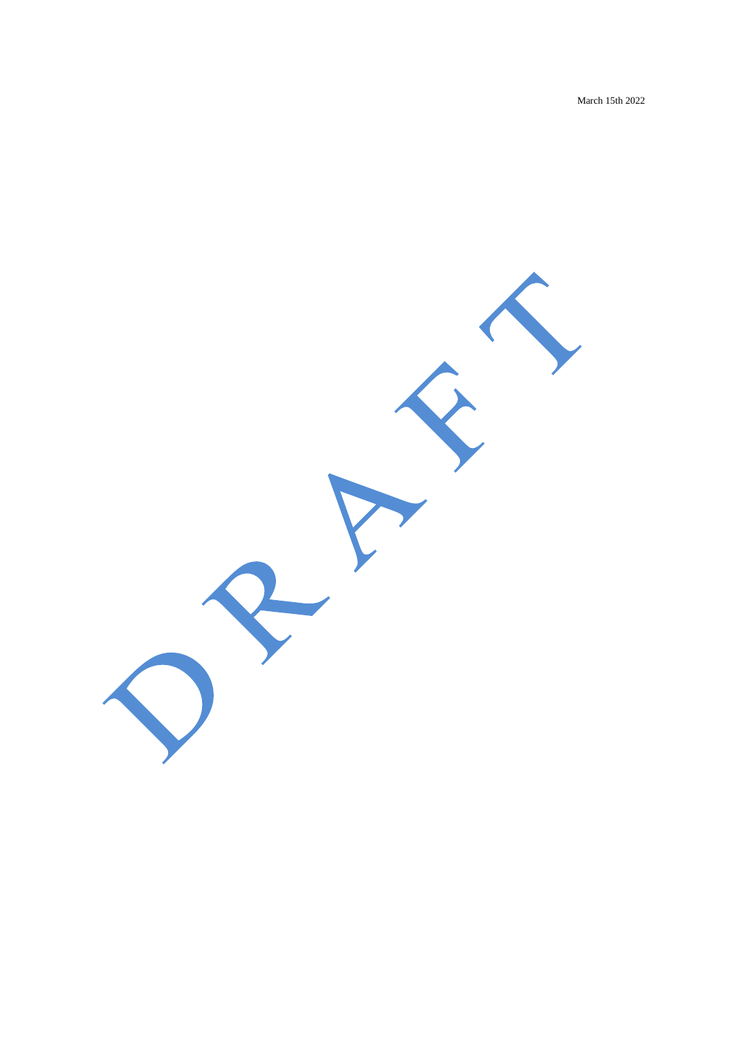March 15th 2022

DRAFT